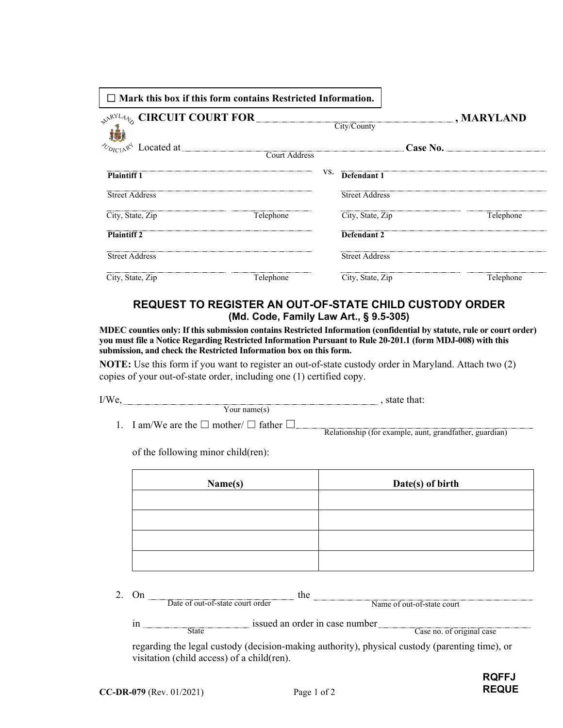☐ **Mark this box if this form contains Restricted Information.**

**CIRCUIT COURT FOR** ______________________ **, MARYLAND**
City/County

Located at ______________________ **Case No.** ______________
Court Address

| Plaintiff 1 | | vs. | Defendant 1 | |
|---|---|---|---|---|
| Street Address | | | Street Address | |
| City, State, Zip | Telephone | | City, State, Zip | Telephone |
| **Plaintiff 2** | | | **Defendant 2** | |
| Street Address | | | Street Address | |
| City, State, Zip | Telephone | | City, State, Zip | Telephone |

## REQUEST TO REGISTER AN OUT-OF-STATE CHILD CUSTODY ORDER
### (Md. Code, Family Law Art., § 9.5-305)

**MDEC counties only: If this submission contains Restricted Information (confidential by statute, rule or court order) you must file a Notice Regarding Restricted Information Pursuant to Rule 20-201.1 (form MDJ-008) with this submission, and check the Restricted Information box on this form.**

**NOTE:** Use this form if you want to register an out-of-state custody order in Maryland. Attach two (2) copies of your out-of-state order, including one (1) certified copy.

I/We, ______________________ , state that:
Your name(s)

1. I am/We are the ☐ mother/ ☐ father ☐ ______________________
   Relationship (for example, aunt, grandfather, guardian)

   of the following minor child(ren):

| Name(s) | Date(s) of birth |
|---|---|
| | |
| | |
| | |
| | |

2. On ______________ the ______________________
   Date of out-of-state court order / Name of out-of-state court

   in ______________ issued an order in case number ______________
   State / Case no. of original case

   regarding the legal custody (decision-making authority), physical custody (parenting time), or visitation (child access) of a child(ren).

CC-DR-079 (Rev. 01/2021)

RQFFJ
REQUE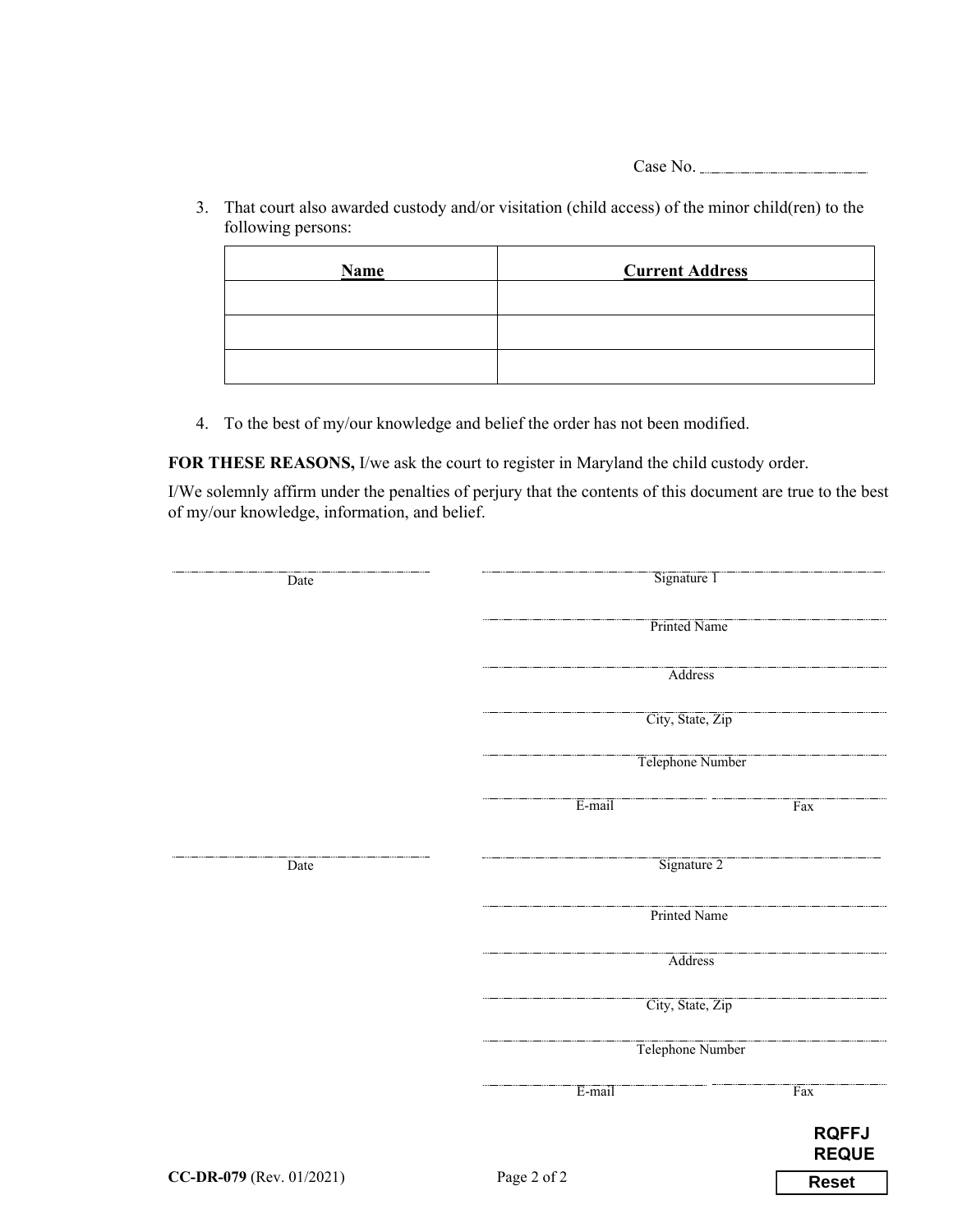Case No. ______________

3. That court also awarded custody and/or visitation (child access) of the minor child(ren) to the following persons:

| Name | Current Address |
|---|---|
| | |
| | |
| | |

4. To the best of my/our knowledge and belief the order has not been modified.

**FOR THESE REASONS,** I/we ask the court to register in Maryland the child custody order.

I/We solemnly affirm under the penalties of perjury that the contents of this document are true to the best of my/our knowledge, information, and belief.

______________________ Date

______________________ Signature 1

______________________ Printed Name

______________________ Address

______________________ City, State, Zip

______________________ Telephone Number

______________________ E-mail ______________________ Fax

______________________ Date

______________________ Signature 2

______________________ Printed Name

______________________ Address

______________________ City, State, Zip

______________________ Telephone Number

______________________ E-mail ______________________ Fax

RQFFJ
REQUE

**CC-DR-079** (Rev. 01/2021)

Reset